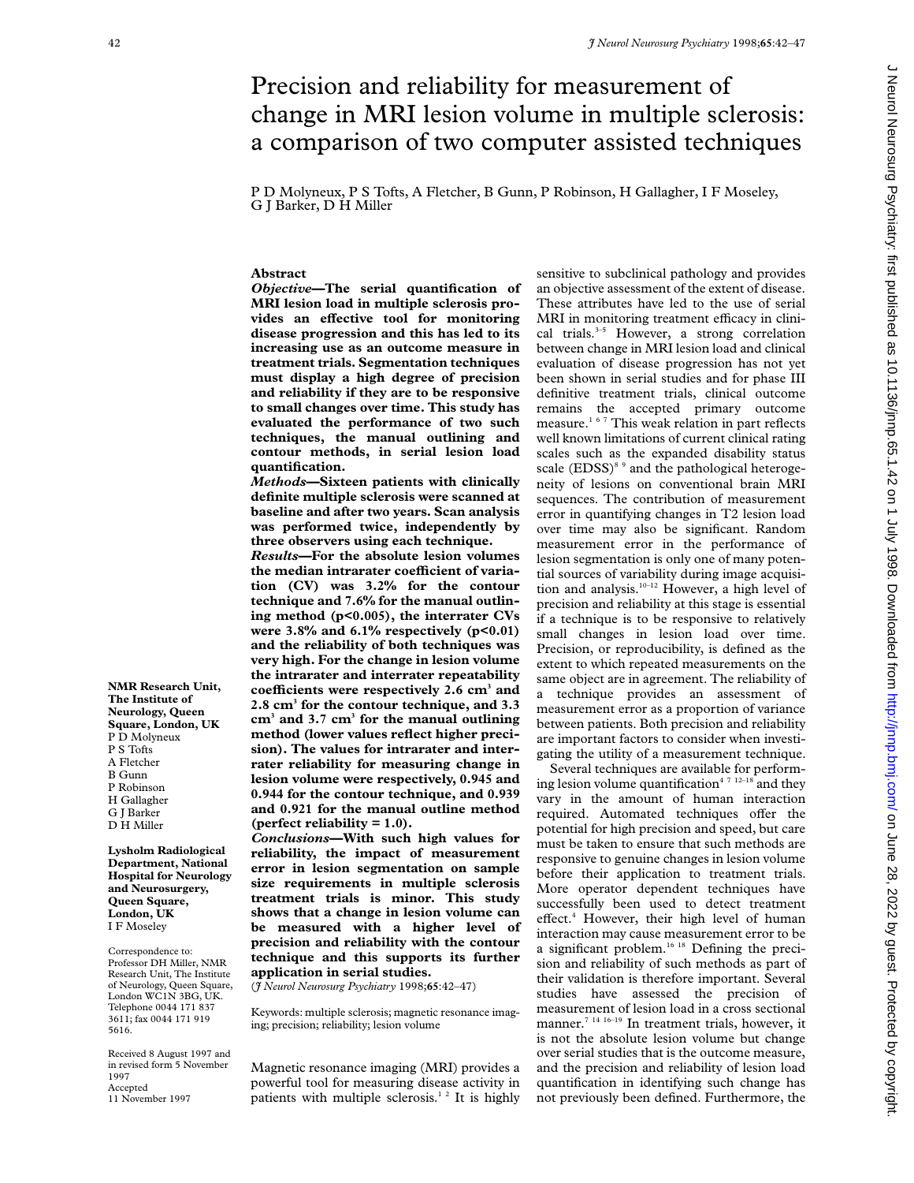# Precision and reliability for measurement of change in MRI lesion volume in multiple sclerosis: a comparison of two computer assisted techniques

P D Molyneux, P S Tofts, A Fletcher, B Gunn, P Robinson, H Gallagher, I F Moseley, G J Barker, D H Miller

NMR Research Unit, The Institute of Neurology, Queen Square, London, UK
P D Molyneux
P S Tofts
A Fletcher
B Gunn
P Robinson
H Gallagher
G J Barker
D H Miller

Lysholm Radiological Department, National Hospital for Neurology and Neurosurgery, Queen Square, London, UK
I F Moseley

Correspondence to: Professor DH Miller, NMR Research Unit, The Institute of Neurology, Queen Square, London WC1N 3BG, UK. Telephone 0044 171 837 3611; fax 0044 171 919 5616.

Received 8 August 1997 and in revised form 5 November 1997
Accepted 11 November 1997

## Abstract

***Objective*—The serial quantification of MRI lesion load in multiple sclerosis provides an effective tool for monitoring disease progression and this has led to its increasing use as an outcome measure in treatment trials. Segmentation techniques must display a high degree of precision and reliability if they are to be responsive to small changes over time. This study has evaluated the performance of two such techniques, the manual outlining and contour methods, in serial lesion load quantification.**

***Methods*—Sixteen patients with clinically definite multiple sclerosis were scanned at baseline and after two years. Scan analysis was performed twice, independently by three observers using each technique.**

***Results*—For the absolute lesion volumes the median intrarater coefficient of variation (CV) was 3.2% for the contour technique and 7.6% for the manual outlining method ($p<0.005$), the interrater CVs were 3.8% and 6.1% respectively ($p<0.01$) and the reliability of both techniques was very high. For the change in lesion volume the intrarater and interrater repeatability coefficients were respectively 2.6 $cm^3$ and 2.8 $cm^3$ for the contour technique, and 3.3 $cm^3$ and 3.7 $cm^3$ for the manual outlining method (lower values reflect higher precision). The values for intrarater and interrater reliability for measuring change in lesion volume were respectively, 0.945 and 0.944 for the contour technique, and 0.939 and 0.921 for the manual outline method (perfect reliability = 1.0).**

***Conclusions*—With such high values for reliability, the impact of measurement error in lesion segmentation on sample size requirements in multiple sclerosis treatment trials is minor. This study shows that a change in lesion volume can be measured with a higher level of precision and reliability with the contour technique and this supports its further application in serial studies.**

(*J Neurol Neurosurg Psychiatry* 1998;**65**:42–47)

Keywords: multiple sclerosis; magnetic resonance imaging; precision; reliability; lesion volume

Magnetic resonance imaging (MRI) provides a powerful tool for measuring disease activity in patients with multiple sclerosis.[1 2] It is highly sensitive to subclinical pathology and provides an objective assessment of the extent of disease. These attributes have led to the use of serial MRI in monitoring treatment efficacy in clinical trials.[3–5] However, a strong correlation between change in MRI lesion load and clinical evaluation of disease progression has not yet been shown in serial studies and for phase III definitive treatment trials, clinical outcome remains the accepted primary outcome measure.[1 6 7] This weak relation in part reflects well known limitations of current clinical rating scales such as the expanded disability status scale (EDSS)[8 9] and the pathological heterogeneity of lesions on conventional brain MRI sequences. The contribution of measurement error in quantifying changes in T2 lesion load over time may also be significant. Random measurement error in the performance of lesion segmentation is only one of many potential sources of variability during image acquisition and analysis.[10–12] However, a high level of precision and reliability at this stage is essential if a technique is to be responsive to relatively small changes in lesion load over time. Precision, or reproducibility, is defined as the extent to which repeated measurements on the same object are in agreement. The reliability of a technique provides an assessment of measurement error as a proportion of variance between patients. Both precision and reliability are important factors to consider when investigating the utility of a measurement technique.

Several techniques are available for performing lesion volume quantification[4 7 12–18] and they vary in the amount of human interaction required. Automated techniques offer the potential for high precision and speed, but care must be taken to ensure that such methods are responsive to genuine changes in lesion volume before their application to treatment trials. More operator dependent techniques have successfully been used to detect treatment effect.[4] However, their high level of human interaction may cause measurement error to be a significant problem.[16 18] Defining the precision and reliability of such methods as part of their validation is therefore important. Several studies have assessed the precision of measurement of lesion load in a cross sectional manner.[7 14 16–19] In treatment trials, however, it is not the absolute lesion volume but change over serial studies that is the outcome measure, and the precision and reliability of lesion load quantification in identifying such change has not previously been defined. Furthermore, the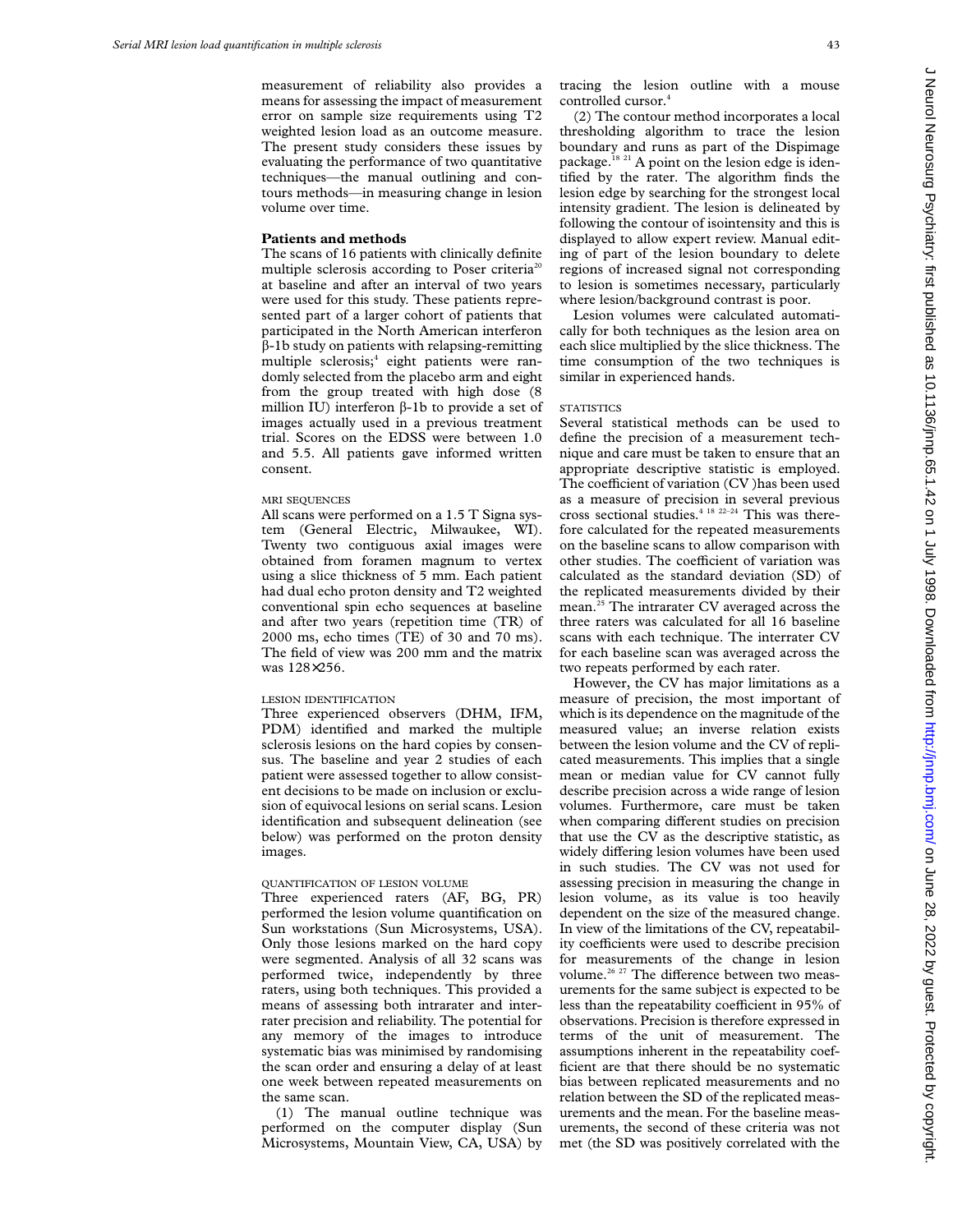measurement of reliability also provides a means for assessing the impact of measurement error on sample size requirements using T2 weighted lesion load as an outcome measure. The present study considers these issues by evaluating the performance of two quantitative techniques—the manual outlining and contours methods—in measuring change in lesion volume over time.

## Patients and methods

The scans of 16 patients with clinically definite multiple sclerosis according to Poser criteria[20] at baseline and after an interval of two years were used for this study. These patients represented part of a larger cohort of patients that participated in the North American interferon β-1b study on patients with relapsing-remitting multiple sclerosis;[4] eight patients were randomly selected from the placebo arm and eight from the group treated with high dose (8 million IU) interferon β-1b to provide a set of images actually used in a previous treatment trial. Scores on the EDSS were between 1.0 and 5.5. All patients gave informed written consent.

### MRI SEQUENCES

All scans were performed on a 1.5 T Signa system (General Electric, Milwaukee, WI). Twenty two contiguous axial images were obtained from foramen magnum to vertex using a slice thickness of 5 mm. Each patient had dual echo proton density and T2 weighted conventional spin echo sequences at baseline and after two years (repetition time (TR) of 2000 ms, echo times (TE) of 30 and 70 ms). The field of view was 200 mm and the matrix was 128×256.

### LESION IDENTIFICATION

Three experienced observers (DHM, IFM, PDM) identified and marked the multiple sclerosis lesions on the hard copies by consensus. The baseline and year 2 studies of each patient were assessed together to allow consistent decisions to be made on inclusion or exclusion of equivocal lesions on serial scans. Lesion identification and subsequent delineation (see below) was performed on the proton density images.

### QUANTIFICATION OF LESION VOLUME

Three experienced raters (AF, BG, PR) performed the lesion volume quantification on Sun workstations (Sun Microsystems, USA). Only those lesions marked on the hard copy were segmented. Analysis of all 32 scans was performed twice, independently by three raters, using both techniques. This provided a means of assessing both intrarater and interrater precision and reliability. The potential for any memory of the images to introduce systematic bias was minimised by randomising the scan order and ensuring a delay of at least one week between repeated measurements on the same scan.

(1) The manual outline technique was performed on the computer display (Sun Microsystems, Mountain View, CA, USA) by tracing the lesion outline with a mouse controlled cursor.[4]

(2) The contour method incorporates a local thresholding algorithm to trace the lesion boundary and runs as part of the Dispimage package.[18 21] A point on the lesion edge is identified by the rater. The algorithm finds the lesion edge by searching for the strongest local intensity gradient. The lesion is delineated by following the contour of isointensity and this is displayed to allow expert review. Manual editing of part of the lesion boundary to delete regions of increased signal not corresponding to lesion is sometimes necessary, particularly where lesion/background contrast is poor.

Lesion volumes were calculated automatically for both techniques as the lesion area on each slice multiplied by the slice thickness. The time consumption of the two techniques is similar in experienced hands.

### STATISTICS

Several statistical methods can be used to define the precision of a measurement technique and care must be taken to ensure that an appropriate descriptive statistic is employed. The coefficient of variation (CV )has been used as a measure of precision in several previous cross sectional studies.[4 18 22–24] This was therefore calculated for the repeated measurements on the baseline scans to allow comparison with other studies. The coefficient of variation was calculated as the standard deviation (SD) of the replicated measurements divided by their mean.[25] The intrarater CV averaged across the three raters was calculated for all 16 baseline scans with each technique. The interrater CV for each baseline scan was averaged across the two repeats performed by each rater.

However, the CV has major limitations as a measure of precision, the most important of which is its dependence on the magnitude of the measured value; an inverse relation exists between the lesion volume and the CV of replicated measurements. This implies that a single mean or median value for CV cannot fully describe precision across a wide range of lesion volumes. Furthermore, care must be taken when comparing different studies on precision that use the CV as the descriptive statistic, as widely differing lesion volumes have been used in such studies. The CV was not used for assessing precision in measuring the change in lesion volume, as its value is too heavily dependent on the size of the measured change. In view of the limitations of the CV, repeatability coefficients were used to describe precision for measurements of the change in lesion volume.[26 27] The difference between two measurements for the same subject is expected to be less than the repeatability coefficient in 95% of observations. Precision is therefore expressed in terms of the unit of measurement. The assumptions inherent in the repeatability coefficient are that there should be no systematic bias between replicated measurements and no relation between the SD of the replicated measurements and the mean. For the baseline measurements, the second of these criteria was not met (the SD was positively correlated with the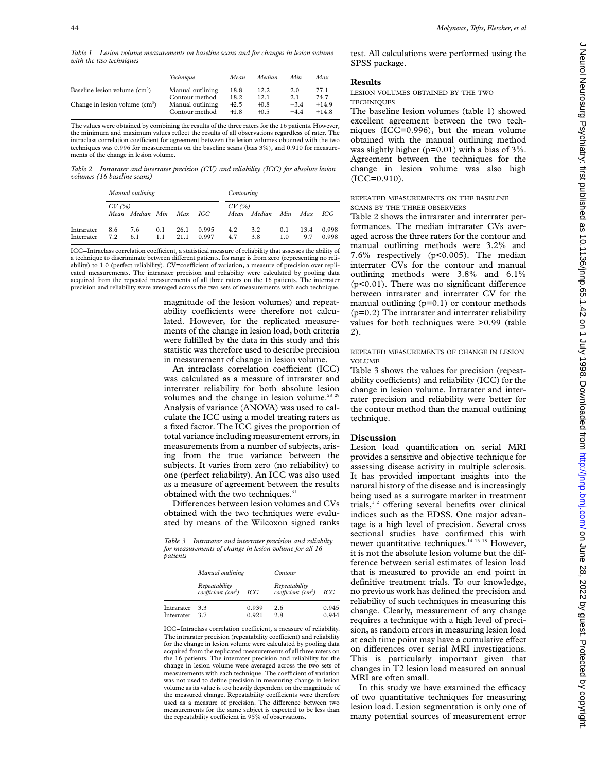*Table 1 Lesion volume measurements on baseline scans and for changes in lesion volume with the two techniques*

| | Technique | Mean | Median | Min | Max |
|---|---|---|---|---|---|
| Baseline lesion volume (cm³) | Manual outlining | 18.8 | 12.2 | 2.0 | 77.1 |
| | Contour method | 18.2 | 12.1 | 2.1 | 74.7 |
| Change in lesion volume (cm³) | Manual outlining | +2.5 | +0.8 | −3.4 | +14.9 |
| | Contour method | +1.8 | +0.5 | −4.4 | +14.8 |

The values were obtained by combining the results of the three raters for the 16 patients. However, the minimum and maximum values reflect the results of all observations regardless of rater. The intraclass correlation coefficient for agreement between the lesion volumes obtained with the two techniques was 0.996 for measurements on the baseline scans (bias 3%), and 0.910 for measurements of the change in lesion volume.

*Table 2 Intrarater and interrater precision (CV) and reliability (ICC) for absolute lesion volumes (16 baseline scans)*

| | Manual outlining | | | | | Contouring | | | | |
|---|---|---|---|---|---|---|---|---|---|---|
| | CV (%) | | | | | CV (%) | | | | |
| | Mean | Median | Min | Max | ICC | Mean | Median | Min | Max | ICC |
| Intrarater | 8.6 | 7.6 | 0.1 | 26.1 | 0.995 | 4.2 | 3.2 | 0.1 | 13.4 | 0.998 |
| Interrater | 7.2 | 6.1 | 1.1 | 21.1 | 0.997 | 4.7 | 3.8 | 1.0 | 9.7 | 0.998 |

ICC=Intraclass correlation coefficient, a statistical measure of reliability that assesses the ability of a technique to discriminate between different patients. Its range is from zero (representing no reliability) to 1.0 (perfect reliability). CV=coefficient of variation, a measure of precision over replicated measurements. The intrarater precision and reliability were calculated by pooling data acquired from the repeated measurements of all three raters on the 16 patients. The interrater precision and reliability were averaged across the two sets of measurements with each technique.

magnitude of the lesion volumes) and repeatability coefficients were therefore not calculated. However, for the replicated measurements of the change in lesion load, both criteria were fulfilled by the data in this study and this statistic was therefore used to describe precision in measurement of change in lesion volume.

An intraclass correlation coefficient (ICC) was calculated as a measure of intrarater and interrater reliability for both absolute lesion volumes and the change in lesion volume.[28 29] Analysis of variance (ANOVA) was used to calculate the ICC using a model treating raters as a fixed factor. The ICC gives the proportion of total variance including measurement errors, in measurements from a number of subjects, arising from the true variance between the subjects. It varies from zero (no reliability) to one (perfect reliability). An ICC was also used as a measure of agreement between the results obtained with the two techniques.[31]

Differences between lesion volumes and CVs obtained with the two techniques were evaluated by means of the Wilcoxon signed ranks test. All calculations were performed using the SPSS package.

*Table 3 Intrarater and interrater precision and reliabilty for measurements of change in lesion volume for all 16 patients*

| | Manual outlining | | Contour | |
|---|---|---|---|---|
| | Repeatability coefficient (cm³) | ICC | Repeatability coefficient (cm³) | ICC |
| Intrarater | 3.3 | 0.939 | 2.6 | 0.945 |
| Interrater | 3.7 | 0.921 | 2.8 | 0.944 |

ICC=Intraclass correlation coefficient, a measure of reliability. The intrarater precision (repeatability coefficient) and reliability for the change in lesion volume were calculated by pooling data acquired from the replicated measurements of all three raters on the 16 patients. The interrater precision and reliability for the change in lesion volume were averaged across the two sets of measurements with each technique. The coefficient of variation was not used to define precision in measuring change in lesion volume as its value is too heavily dependent on the magnitude of the measured change. Repeatability coefficients were therefore used as a measure of precision. The difference between two measurements for the same subject is expected to be less than the repeatability coefficient in 95% of observations.

## Results

### LESION VOLUMES OBTAINED BY THE TWO TECHNIQUES

The baseline lesion volumes (table 1) showed excellent agreement between the two techniques (ICC=0.996), but the mean volume obtained with the manual outlining method was slightly higher ($p=0.01$) with a bias of 3%. Agreement between the techniques for the change in lesion volume was also high (ICC=0.910).

### REPEATED MEASUREMENTS ON THE BASELINE SCANS BY THE THREE OBSERVERS

Table 2 shows the intrarater and interrater performances. The median intrarater CVs averaged across the three raters for the contour and manual outlining methods were 3.2% and 7.6% respectively ($p<0.005$). The median interrater CVs for the contour and manual outlining methods were 3.8% and 6.1% ($p<0.01$). There was no significant difference between intrarater and interrater CV for the manual outlining ($p=0.1$) or contour methods ($p=0.2$) The intrarater and interrater reliability values for both techniques were >0.99 (table 2).

### REPEATED MEASUREMENTS OF CHANGE IN LESION VOLUME

Table 3 shows the values for precision (repeatability coefficients) and reliability (ICC) for the change in lesion volume. Intrarater and interrater precision and reliability were better for the contour method than the manual outlining technique.

## Discussion

Lesion load quantification on serial MRI provides a sensitive and objective technique for assessing disease activity in multiple sclerosis. It has provided important insights into the natural history of the disease and is increasingly being used as a surrogate marker in treatment trials,[1 2] offering several benefits over clinical indices such as the EDSS. One major advantage is a high level of precision. Several cross sectional studies have confirmed this with newer quantitative techniques.[14 16 18] However, it is not the absolute lesion volume but the difference between serial estimates of lesion load that is measured to provide an end point in definitive treatment trials. To our knowledge, no previous work has defined the precision and reliability of such techniques in measuring this change. Clearly, measurement of any change requires a technique with a high level of precision, as random errors in measuring lesion load at each time point may have a cumulative effect on differences over serial MRI investigations. This is particularly important given that changes in T2 lesion load measured on annual MRI are often small.

In this study we have examined the efficacy of two quantitative techniques for measuring lesion load. Lesion segmentation is only one of many potential sources of measurement error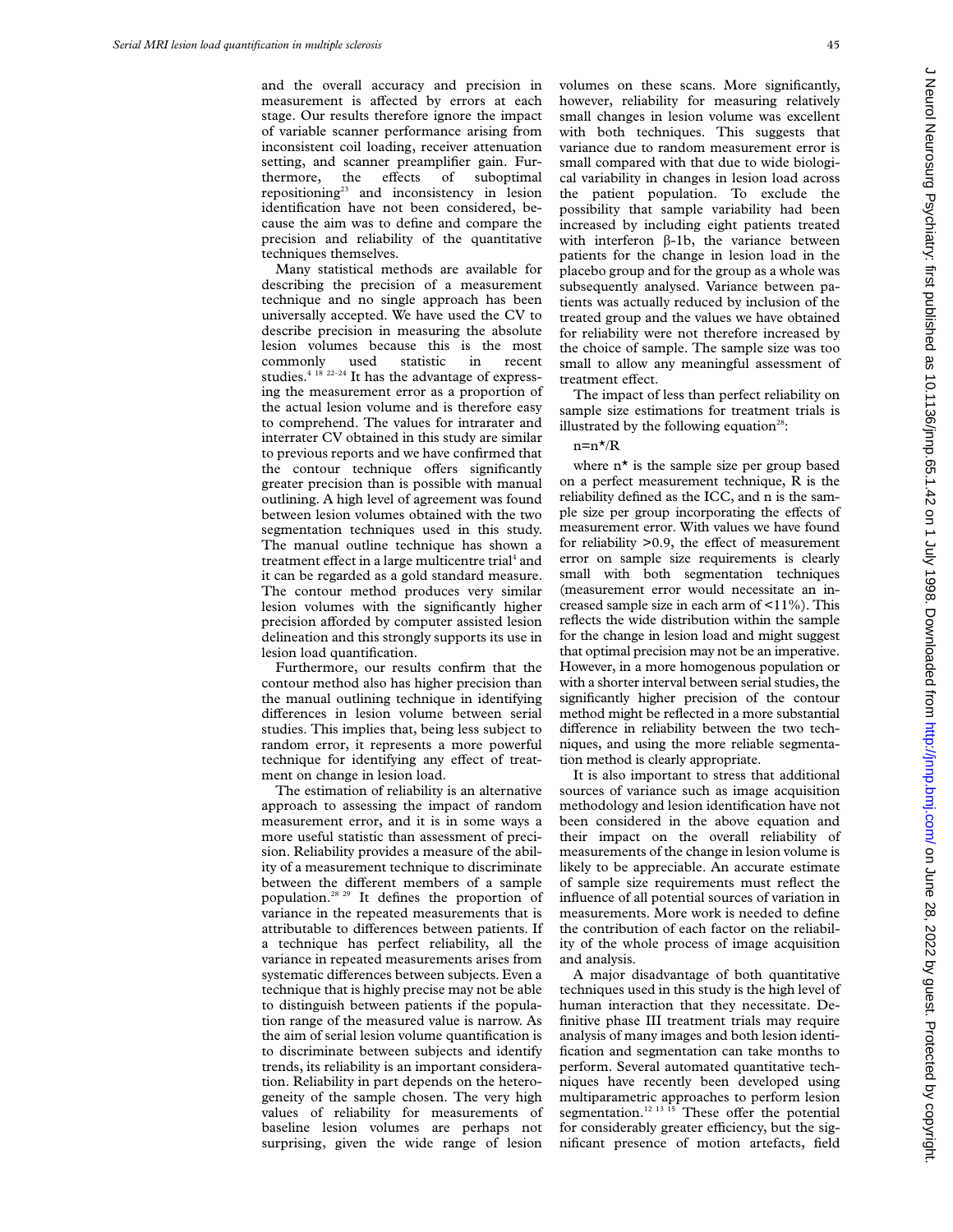and the overall accuracy and precision in measurement is affected by errors at each stage. Our results therefore ignore the impact of variable scanner performance arising from inconsistent coil loading, receiver attenuation setting, and scanner preamplifier gain. Furthermore, the effects of suboptimal repositioning[23] and inconsistency in lesion identification have not been considered, because the aim was to define and compare the precision and reliability of the quantitative techniques themselves.

Many statistical methods are available for describing the precision of a measurement technique and no single approach has been universally accepted. We have used the CV to describe precision in measuring the absolute lesion volumes because this is the most commonly used statistic in recent studies.[4 18 22–24] It has the advantage of expressing the measurement error as a proportion of the actual lesion volume and is therefore easy to comprehend. The values for intrarater and interrater CV obtained in this study are similar to previous reports and we have confirmed that the contour technique offers significantly greater precision than is possible with manual outlining. A high level of agreement was found between lesion volumes obtained with the two segmentation techniques used in this study. The manual outline technique has shown a treatment effect in a large multicentre trial[4] and it can be regarded as a gold standard measure. The contour method produces very similar lesion volumes with the significantly higher precision afforded by computer assisted lesion delineation and this strongly supports its use in lesion load quantification.

Furthermore, our results confirm that the contour method also has higher precision than the manual outlining technique in identifying differences in lesion volume between serial studies. This implies that, being less subject to random error, it represents a more powerful technique for identifying any effect of treatment on change in lesion load.

The estimation of reliability is an alternative approach to assessing the impact of random measurement error, and it is in some ways a more useful statistic than assessment of precision. Reliability provides a measure of the ability of a measurement technique to discriminate between the different members of a sample population.[28 29] It defines the proportion of variance in the repeated measurements that is attributable to differences between patients. If a technique has perfect reliability, all the variance in repeated measurements arises from systematic differences between subjects. Even a technique that is highly precise may not be able to distinguish between patients if the population range of the measured value is narrow. As the aim of serial lesion volume quantification is to discriminate between subjects and identify trends, its reliability is an important consideration. Reliability in part depends on the heterogeneity of the sample chosen. The very high values of reliability for measurements of baseline lesion volumes are perhaps not surprising, given the wide range of lesion volumes on these scans. More significantly, however, reliability for measuring relatively small changes in lesion volume was excellent with both techniques. This suggests that variance due to random measurement error is small compared with that due to wide biological variability in changes in lesion load across the patient population. To exclude the possibility that sample variability had been increased by including eight patients treated with interferon β-1b, the variance between patients for the change in lesion load in the placebo group and for the group as a whole was subsequently analysed. Variance between patients was actually reduced by inclusion of the treated group and the values we have obtained for reliability were not therefore increased by the choice of sample. The sample size was too small to allow any meaningful assessment of treatment effect.

The impact of less than perfect reliability on sample size estimations for treatment trials is illustrated by the following equation[28]:

$$n = n^*/R$$

where $n^*$ is the sample size per group based on a perfect measurement technique, R is the reliability defined as the ICC, and n is the sample size per group incorporating the effects of measurement error. With values we have found for reliability >0.9, the effect of measurement error on sample size requirements is clearly small with both segmentation techniques (measurement error would necessitate an increased sample size in each arm of <11%). This reflects the wide distribution within the sample for the change in lesion load and might suggest that optimal precision may not be an imperative. However, in a more homogenous population or with a shorter interval between serial studies, the significantly higher precision of the contour method might be reflected in a more substantial difference in reliability between the two techniques, and using the more reliable segmentation method is clearly appropriate.

It is also important to stress that additional sources of variance such as image acquisition methodology and lesion identification have not been considered in the above equation and their impact on the overall reliability of measurements of the change in lesion volume is likely to be appreciable. An accurate estimate of sample size requirements must reflect the influence of all potential sources of variation in measurements. More work is needed to define the contribution of each factor on the reliability of the whole process of image acquisition and analysis.

A major disadvantage of both quantitative techniques used in this study is the high level of human interaction that they necessitate. Definitive phase III treatment trials may require analysis of many images and both lesion identification and segmentation can take months to perform. Several automated quantitative techniques have recently been developed using multiparametric approaches to perform lesion segmentation.[12 13 15] These offer the potential for considerably greater efficiency, but the significant presence of motion artefacts, field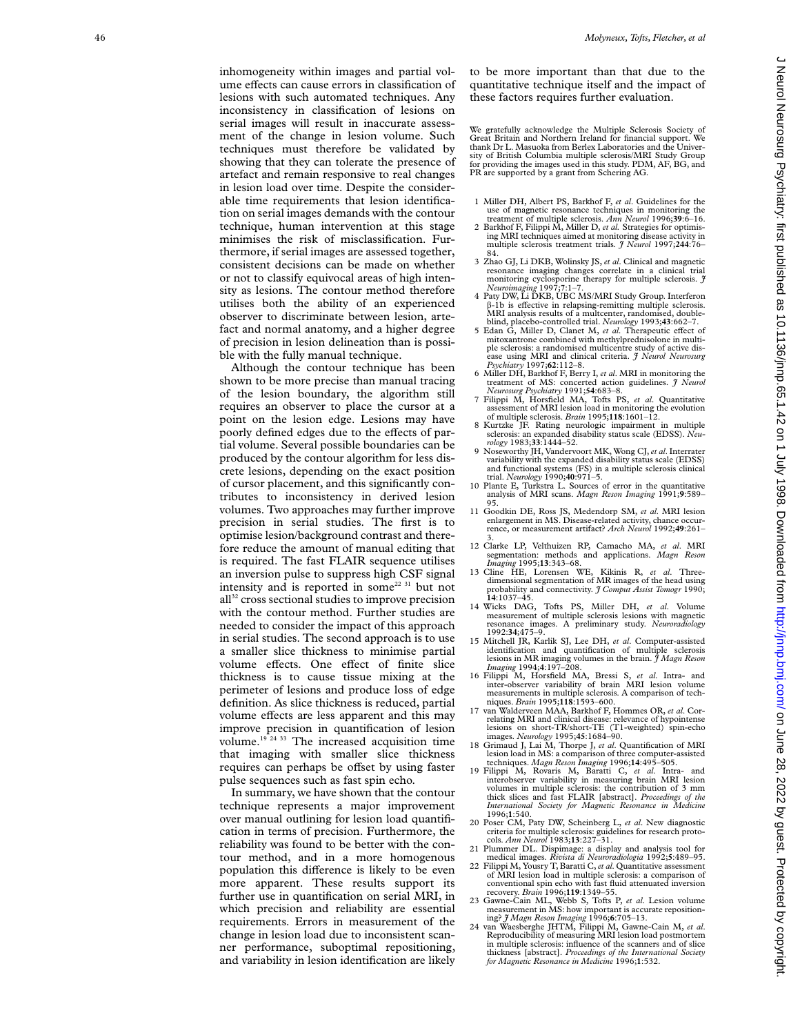inhomogeneity within images and partial volume effects can cause errors in classification of lesions with such automated techniques. Any inconsistency in classification of lesions on serial images will result in inaccurate assessment of the change in lesion volume. Such techniques must therefore be validated by showing that they can tolerate the presence of artefact and remain responsive to real changes in lesion load over time. Despite the considerable time requirements that lesion identification on serial images demands with the contour technique, human intervention at this stage minimises the risk of misclassification. Furthermore, if serial images are assessed together, consistent decisions can be made on whether or not to classify equivocal areas of high intensity as lesions. The contour method therefore utilises both the ability of an experienced observer to discriminate between lesion, artefact and normal anatomy, and a higher degree of precision in lesion delineation than is possible with the fully manual technique.

Although the contour technique has been shown to be more precise than manual tracing of the lesion boundary, the algorithm still requires an observer to place the cursor at a point on the lesion edge. Lesions may have poorly defined edges due to the effects of partial volume. Several possible boundaries can be produced by the contour algorithm for less discrete lesions, depending on the exact position of cursor placement, and this significantly contributes to inconsistency in derived lesion volumes. Two approaches may further improve precision in serial studies. The first is to optimise lesion/background contrast and therefore reduce the amount of manual editing that is required. The fast FLAIR sequence utilises an inversion pulse to suppress high CSF signal intensity and is reported in some[22 31] but not all[32] cross sectional studies to improve precision with the contour method. Further studies are needed to consider the impact of this approach in serial studies. The second approach is to use a smaller slice thickness to minimise partial volume effects. One effect of finite slice thickness is to cause tissue mixing at the perimeter of lesions and produce loss of edge definition. As slice thickness is reduced, partial volume effects are less apparent and this may improve precision in quantification of lesion volume.[19 24 33] The increased acquisition time that imaging with smaller slice thickness requires can perhaps be offset by using faster pulse sequences such as fast spin echo.

In summary, we have shown that the contour technique represents a major improvement over manual outlining for lesion load quantification in terms of precision. Furthermore, the reliability was found to be better with the contour method, and in a more homogenous population this difference is likely to be even more apparent. These results support its further use in quantification on serial MRI, in which precision and reliability are essential requirements. Errors in measurement of the change in lesion load due to inconsistent scanner performance, suboptimal repositioning, and variability in lesion identification are likely to be more important than that due to the quantitative technique itself and the impact of these factors requires further evaluation.

We gratefully acknowledge the Multiple Sclerosis Society of Great Britain and Northern Ireland for financial support. We thank Dr L. Masuoka from Berlex Laboratories and the University of British Columbia multiple sclerosis/MRI Study Group for providing the images used in this study. PDM, AF, BG, and PR are supported by a grant from Schering AG.

1. Miller DH, Albert PS, Barkhof F, *et al*. Guidelines for the use of magnetic resonance techniques in monitoring the treatment of multiple sclerosis. *Ann Neurol* 1996;**39**:6–16.
2. Barkhof F, Filippi M, Miller D, *et al.* Strategies for optimising MRI techniques aimed at monitoring disease activity in multiple sclerosis treatment trials. *J Neurol* 1997;**244**:76–84.
3. Zhao GJ, Li DKB, Wolinsky JS, *et al*. Clinical and magnetic resonance imaging changes correlate in a clinical trial monitoring cyclosporine therapy for multiple sclerosis. *J Neuroimaging* 1997;**7**:1–7.
4. Paty DW, Li DKB, UBC MS/MRI Study Group. Interferon β-1b is effective in relapsing-remitting multiple sclerosis. MRI analysis results of a multcenter, randomised, double-blind, placebo-controlled trial. *Neurology* 1993;**43**:662–7.
5. Edan G, Miller D, Clanet M, *et al*. Therapeutic effect of mitoxantrone combined with methylprednisolone in multiple sclerosis: a randomised multicentre study of active disease using MRI and clinical criteria. *J Neurol Neurosurg Psychiatry* 1997;**62**:112–8.
6. Miller DH, Barkhof F, Berry I, *et al*. MRI in monitoring the treatment of MS: concerted action guidelines. *J Neurol Neurosurg Psychiatry* 1991;**54**:683–8.
7. Filippi M, Horsfield MA, Tofts PS, *et al*. Quantitative assessment of MRI lesion load in monitoring the evolution of multiple sclerosis. *Brain* 1995;**118**:1601–12.
8. Kurtzke JF. Rating neurologic impairment in multiple sclerosis: an expanded disability status scale (EDSS). *Neurology* 1983;**33**:1444–52.
9. Noseworthy JH, Vandervoort MK, Wong CJ, *et al*. Interrater variability with the expanded disability status scale (EDSS) and functional systems (FS) in a multiple sclerosis clinical trial. *Neurology* 1990;**40**:971–5.
10. Plante E, Turkstra L. Sources of error in the quantitative analysis of MRI scans. *Magn Reson Imaging* 1991;**9**:589–95.
11. Goodkin DE, Ross JS, Medendorp SM, *et al*. MRI lesion enlargement in MS. Disease-related activity, chance occurrence, or measurement artifact? *Arch Neurol* 1992;**49**:261–3.
12. Clarke LP, Velthuizen RP, Camacho MA, *et al*. MRI segmentation: methods and applications. *Magn Reson Imaging* 1995;**13**:343–68.
13. Cline HE, Lorensen WE, Kikinis R, *et al*. Three-dimensional segmentation of MR images of the head using probability and connectivity. *J Comput Assist Tomogr* 1990; **14**:1037–45.
14. Wicks DAG, Tofts PS, Miller DH, *et al*. Volume measurement of multiple sclerosis lesions with magnetic resonance images. A preliminary study. *Neuroradiology* 1992:**34**;475–9.
15. Mitchell JR, Karlik SJ, Lee DH, *et al*. Computer-assisted identification and quantification of multiple sclerosis lesions in MR imaging volumes in the brain. *J Magn Reson Imaging* 1994;**4**:197–208.
16. Filippi M, Horsfield MA, Bressi S, *et al*. Intra- and inter-observer variability of brain MRI lesion volume measurements in multiple sclerosis. A comparison of techniques. *Brain* 1995;**118**:1593–600.
17. van Walderveen MAA, Barkhof F, Hommes OR, *et al*. Correlating MRI and clinical disease: relevance of hypointense lesions on short-TR/short-TE (T1-weighted) spin-echo images. *Neurology* 1995;**45**:1684–90.
18. Grimaud J, Lai M, Thorpe J, *et al*. Quantification of MRI lesion load in MS: a comparison of three computer-assisted techniques. *Magn Reson Imaging* 1996;**14**:495–505.
19. Filippi M, Rovaris M, Baratti C, *et al*. Intra- and interobserver variability in measuring brain MRI lesion volumes in multiple sclerosis: the contribution of 3 mm thick slices and fast FLAIR [abstract]. *Proceedings of the International Society for Magnetic Resonance in Medicine* 1996;**1**:540.
20. Poser CM, Paty DW, Scheinberg L, *et al*. New diagnostic criteria for multiple sclerosis: guidelines for research protocols. *Ann Neurol* 1983;**13**:227–31.
21. Plummer DL. Dispimage: a display and analysis tool for medical images. *Rivista di Neuroradiologia* 1992;**5**:489–95.
22. Filippi M, Yousry T, Baratti C, *et al*. Quantitative assessment of MRI lesion load in multiple sclerosis: a comparison of conventional spin echo with fast fluid attenuated inversion recovery. *Brain* 1996;**119**:1349–55.
23. Gawne-Cain ML, Webb S, Tofts P, *et al*. Lesion volume measurement in MS: how important is accurate repositioning? *J Magn Reson Imaging* 1996;**6**:705–13.
24. van Waesberghe JHTM, Filippi M, Gawne-Cain M, *et al*. Reproducibility of measuring MRI lesion load postmortem in multiple sclerosis: influence of the scanners and of slice thickness [abstract]. *Proceedings of the International Society for Magnetic Resonance in Medicine* 1996;**1**:532.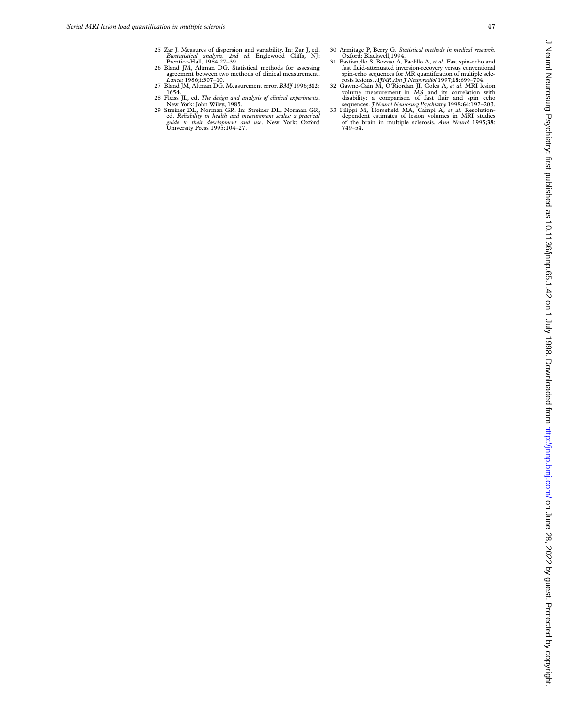25 Zar J. Measures of dispersion and variability. In: Zar J, ed. *Biostatistical analysis. 2nd ed*. Englewood Cliffs, NJ: Prentice-Hall, 1984:27–39.

26 Bland JM, Altman DG. Statistical methods for assessing agreement between two methods of clinical measurement. *Lancet* 1986;i:307–10.

27 Bland JM, Altman DG. Measurement error. *BMJ* 1996;**312**: 1654.

28 Fleiss JL, ed. *The design and analysis of clinical experiments*. New York: John Wiley, 1985.

29 Streiner DL, Norman GR. In: Streiner DL, Norman GR, ed. *Reliability in health and measurement scales: a practical guide to their development and use*. New York: Oxford University Press 1995:104–27.

30 Armitage P, Berry G. *Statistical methods in medical research*. Oxford: Blackwell,1994.

31 Bastianello S, Bozzao A, Paolillo A, *et al.* Fast spin-echo and fast fluid-attenuated inversion-recovery versus conventional spin-echo sequences for MR quantification of multiple sclerosis lesions. *AJNR Am J Neuroradiol* 1997;**18**:699–704.

32 Gawne-Cain M, O'Riordan JI, Coles A, *et al.* MRI lesion volume measurement in MS and its correlation with disability: a comparison of fast flair and spin echo sequences. *J Neurol Neurosurg Psychiatry* 1998;**64**:197–203.

33 Filippi M, Horsefield MA, Campi A, *et al.* Resolution-dependent estimates of lesion volumes in MRI studies of the brain in multiple sclerosis. *Ann Neurol* 1995;**38**: 749–54.